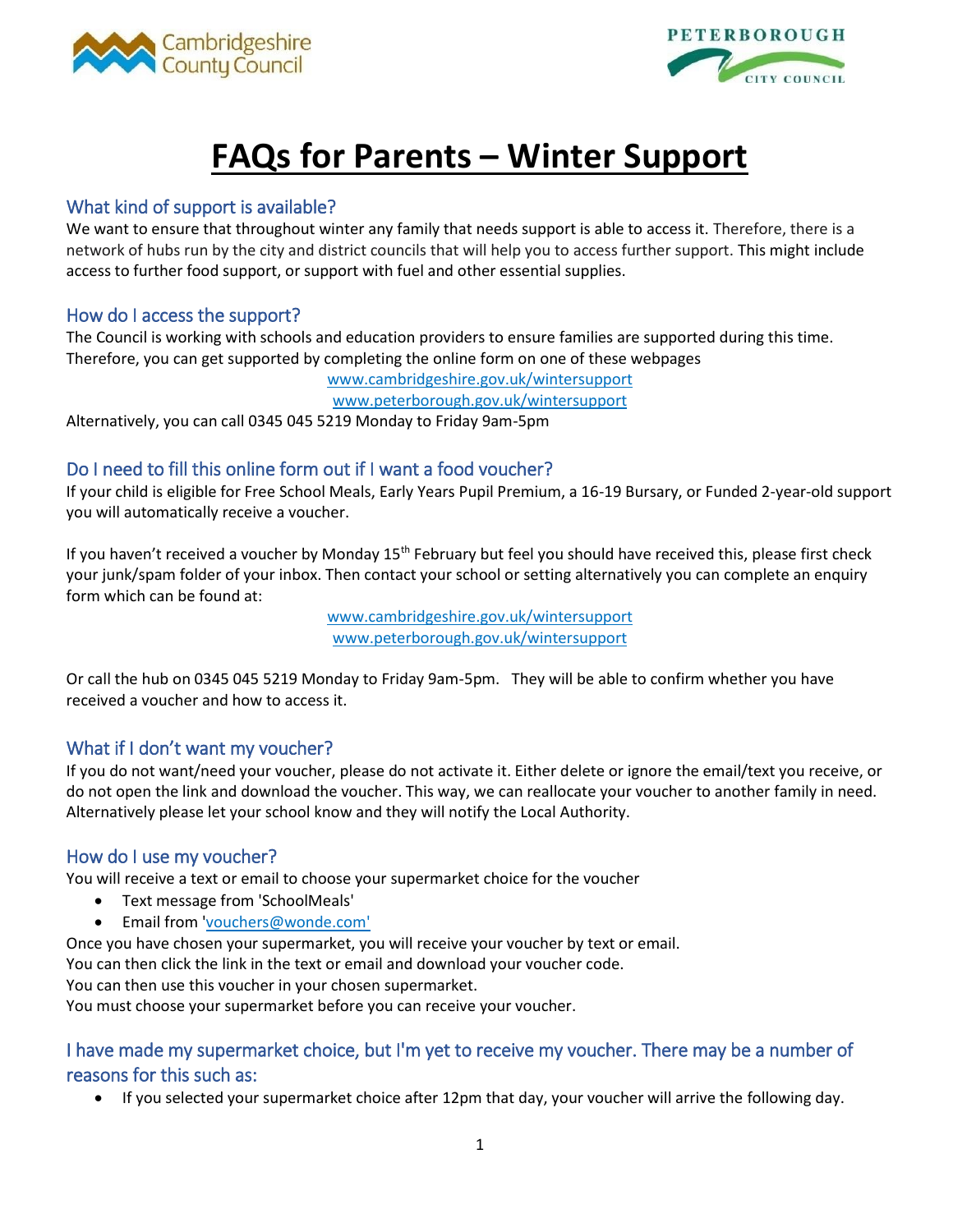# FAQs for Parents – Winter Support

## What kind of support is available?

We want to ensure that throughout winter any family that needs support is able to access it. Therefore, there is a network of hubs run by the city and district councils that will help you to access further support. This might include access to further food support, or support with fuel and other essential supplies.

## How do I access the support?

The Council is working with schools and education providers to ensure families are supported during this time. Therefore, you can get supported by completing the online form on one of these webpages

www.cambridgeshire.gov.uk/wintersupport
www.peterborough.gov.uk/wintersupport

Alternatively, you can call 0345 045 5219 Monday to Friday 9am-5pm

## Do I need to fill this online form out if I want a food voucher?

If your child is eligible for Free School Meals, Early Years Pupil Premium, a 16-19 Bursary, or Funded 2-year-old support you will automatically receive a voucher.

If you haven't received a voucher by Monday 15th February but feel you should have received this, please first check your junk/spam folder of your inbox. Then contact your school or setting alternatively you can complete an enquiry form which can be found at:

www.cambridgeshire.gov.uk/wintersupport
www.peterborough.gov.uk/wintersupport

Or call the hub on 0345 045 5219 Monday to Friday 9am-5pm. They will be able to confirm whether you have received a voucher and how to access it.

## What if I don't want my voucher?

If you do not want/need your voucher, please do not activate it. Either delete or ignore the email/text you receive, or do not open the link and download the voucher. This way, we can reallocate your voucher to another family in need. Alternatively please let your school know and they will notify the Local Authority.

## How do I use my voucher?

You will receive a text or email to choose your supermarket choice for the voucher

- Text message from 'SchoolMeals'
- Email from 'vouchers@wonde.com'

Once you have chosen your supermarket, you will receive your voucher by text or email.
You can then click the link in the text or email and download your voucher code.
You can then use this voucher in your chosen supermarket.
You must choose your supermarket before you can receive your voucher.

## I have made my supermarket choice, but I'm yet to receive my voucher. There may be a number of reasons for this such as:

- If you selected your supermarket choice after 12pm that day, your voucher will arrive the following day.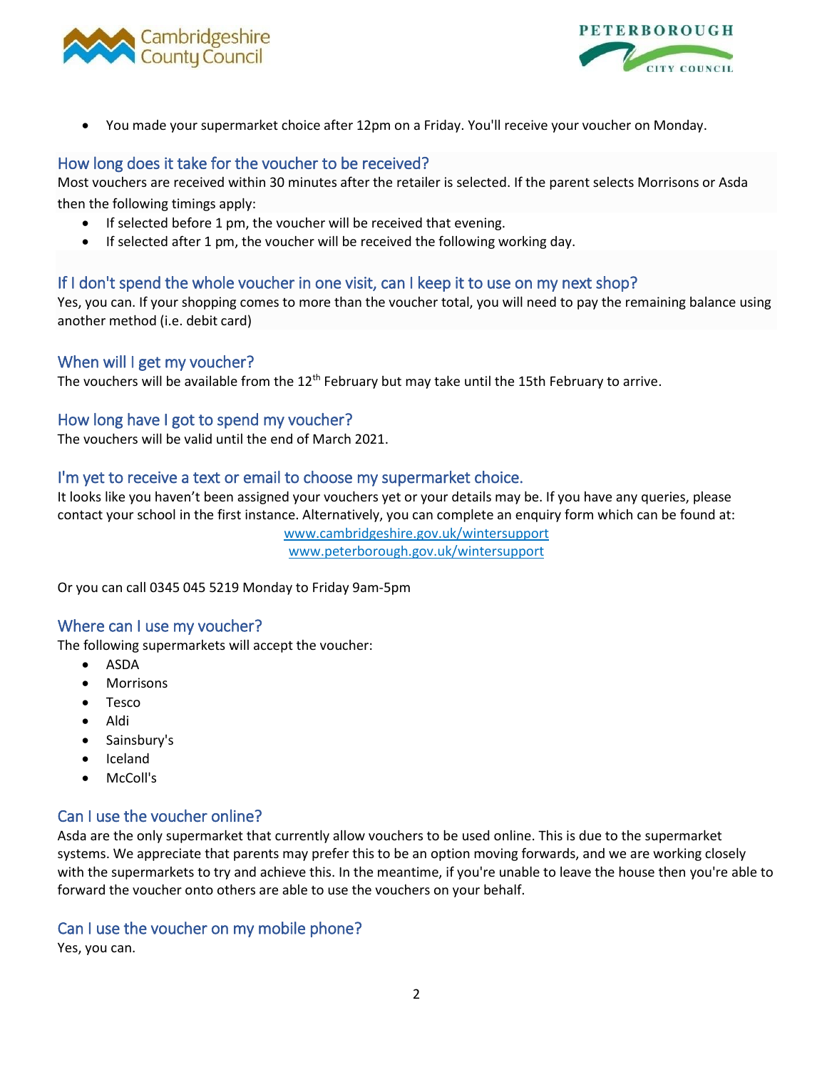- You made your supermarket choice after 12pm on a Friday. You'll receive your voucher on Monday.

## How long does it take for the voucher to be received?

Most vouchers are received within 30 minutes after the retailer is selected. If the parent selects Morrisons or Asda then the following timings apply:

- If selected before 1 pm, the voucher will be received that evening.
- If selected after 1 pm, the voucher will be received the following working day.

## If I don't spend the whole voucher in one visit, can I keep it to use on my next shop?

Yes, you can. If your shopping comes to more than the voucher total, you will need to pay the remaining balance using another method (i.e. debit card)

## When will I get my voucher?

The vouchers will be available from the 12th February but may take until the 15th February to arrive.

## How long have I got to spend my voucher?

The vouchers will be valid until the end of March 2021.

## I'm yet to receive a text or email to choose my supermarket choice.

It looks like you haven't been assigned your vouchers yet or your details may be. If you have any queries, please contact your school in the first instance. Alternatively, you can complete an enquiry form which can be found at:

www.cambridgeshire.gov.uk/wintersupport
www.peterborough.gov.uk/wintersupport

Or you can call 0345 045 5219 Monday to Friday 9am-5pm

## Where can I use my voucher?

The following supermarkets will accept the voucher:

- ASDA
- Morrisons
- Tesco
- Aldi
- Sainsbury's
- Iceland
- McColl's

## Can I use the voucher online?

Asda are the only supermarket that currently allow vouchers to be used online. This is due to the supermarket systems. We appreciate that parents may prefer this to be an option moving forwards, and we are working closely with the supermarkets to try and achieve this. In the meantime, if you're unable to leave the house then you're able to forward the voucher onto others are able to use the vouchers on your behalf.

## Can I use the voucher on my mobile phone?

Yes, you can.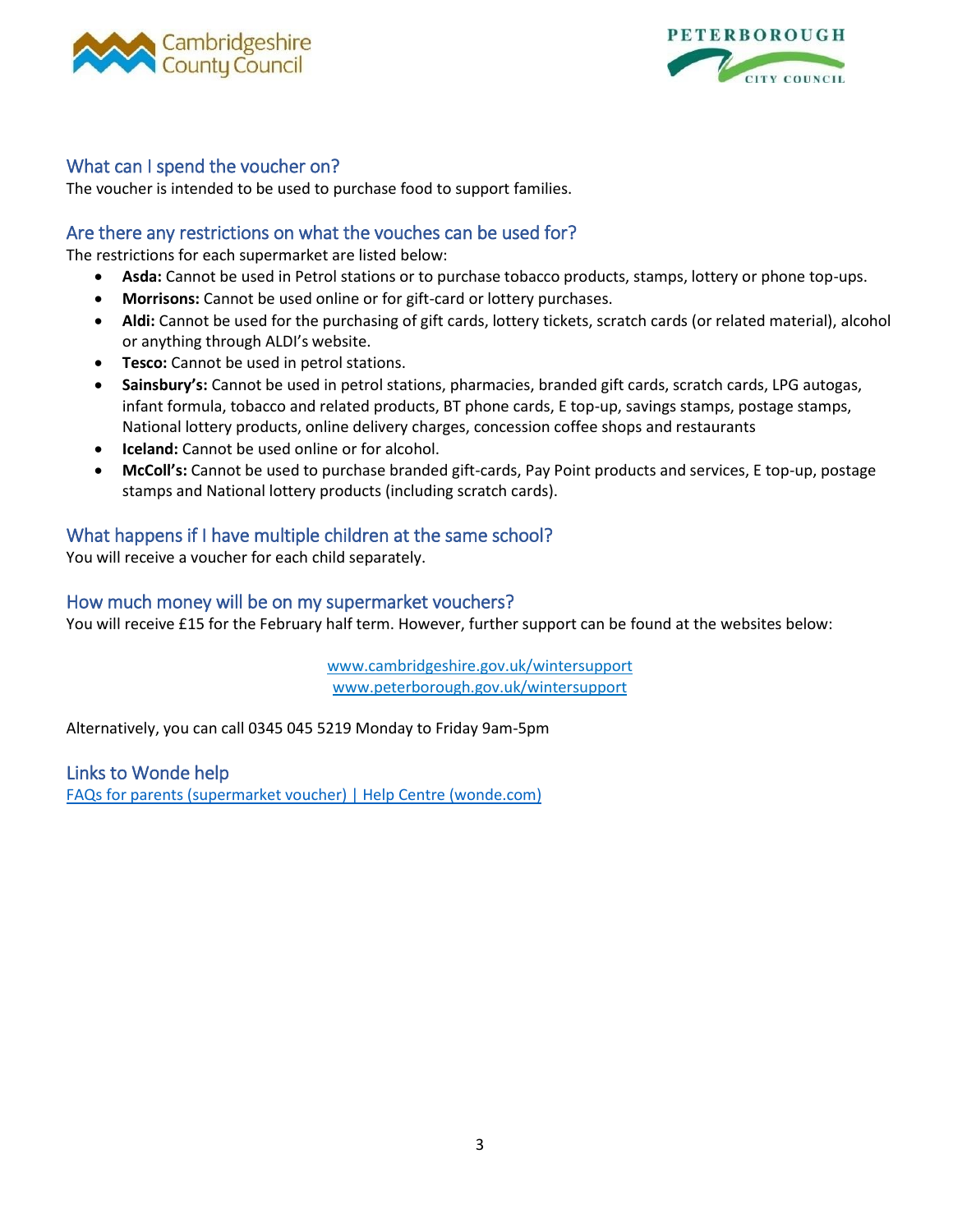## What can I spend the voucher on?

The voucher is intended to be used to purchase food to support families.

## Are there any restrictions on what the vouches can be used for?

The restrictions for each supermarket are listed below:

- **Asda:** Cannot be used in Petrol stations or to purchase tobacco products, stamps, lottery or phone top-ups.
- **Morrisons:** Cannot be used online or for gift-card or lottery purchases.
- **Aldi:** Cannot be used for the purchasing of gift cards, lottery tickets, scratch cards (or related material), alcohol or anything through ALDI's website.
- **Tesco:** Cannot be used in petrol stations.
- **Sainsbury's:** Cannot be used in petrol stations, pharmacies, branded gift cards, scratch cards, LPG autogas, infant formula, tobacco and related products, BT phone cards, E top-up, savings stamps, postage stamps, National lottery products, online delivery charges, concession coffee shops and restaurants
- **Iceland:** Cannot be used online or for alcohol.
- **McColl's:** Cannot be used to purchase branded gift-cards, Pay Point products and services, E top-up, postage stamps and National lottery products (including scratch cards).

## What happens if I have multiple children at the same school?

You will receive a voucher for each child separately.

## How much money will be on my supermarket vouchers?

You will receive £15 for the February half term. However, further support can be found at the websites below:

www.cambridgeshire.gov.uk/wintersupport
www.peterborough.gov.uk/wintersupport

Alternatively, you can call 0345 045 5219 Monday to Friday 9am-5pm

## Links to Wonde help

FAQs for parents (supermarket voucher) | Help Centre (wonde.com)